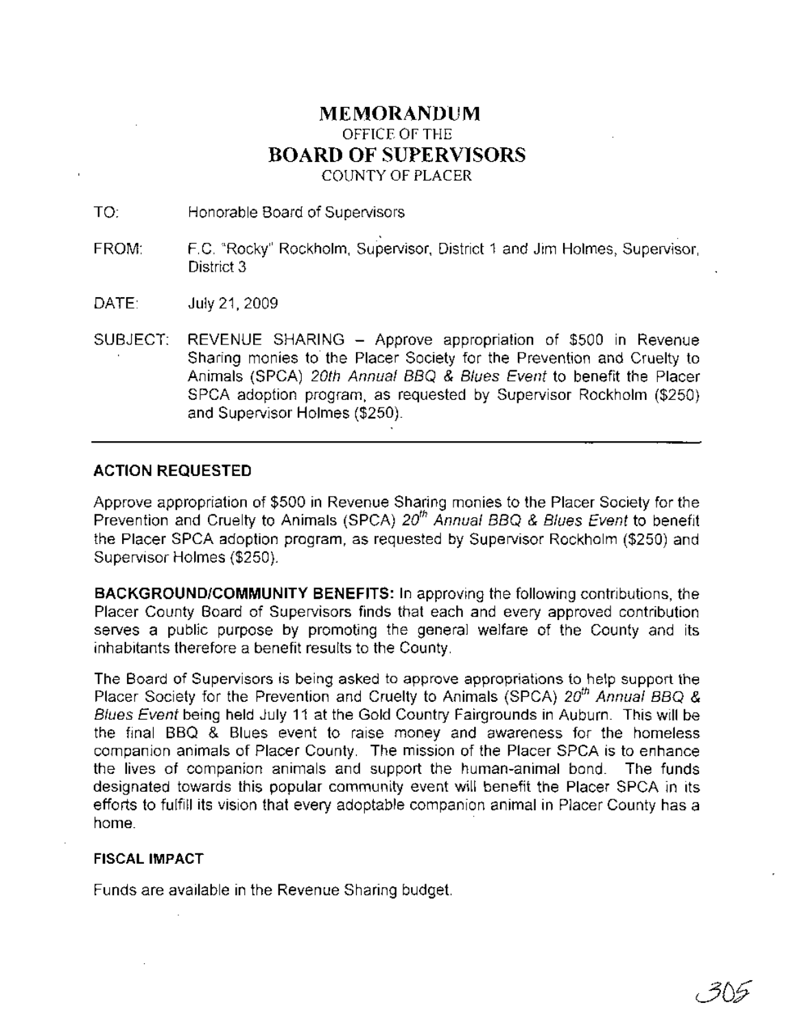# MEMORANDUM

OFFICE OF THE

# BOARD OF SUPERVISORS

COUNTY OF PLACER

TO: Honorable Board of Supervisors

FROM: F.C. "Rocky" Rockholm, Supervisor, District 1 and Jim Holmes, Supervisor, District 3

DATE: July 21, 2009

SUBJECT: REVENUE SHARING – Approve appropriation of $500 in Revenue Sharing monies to the Placer Society for the Prevention and Cruelty to Animals (SPCA) *20th Annual BBQ & Blues Event* to benefit the Placer SPCA adoption program, as requested by Supervisor Rockholm ($250) and Supervisor Holmes ($250).

---

**ACTION REQUESTED**

Approve appropriation of $500 in Revenue Sharing monies to the Placer Society for the Prevention and Cruelty to Animals (SPCA) *20th Annual BBQ & Blues Event* to benefit the Placer SPCA adoption program, as requested by Supervisor Rockholm ($250) and Supervisor Holmes ($250).

**BACKGROUND/COMMUNITY BENEFITS:** In approving the following contributions, the Placer County Board of Supervisors finds that each and every approved contribution serves a public purpose by promoting the general welfare of the County and its inhabitants therefore a benefit results to the County.

The Board of Supervisors is being asked to approve appropriations to help support the Placer Society for the Prevention and Cruelty to Animals (SPCA) *20th Annual BBQ & Blues Event* being held July 11 at the Gold Country Fairgrounds in Auburn. This will be the final BBQ & Blues event to raise money and awareness for the homeless companion animals of Placer County. The mission of the Placer SPCA is to enhance the lives of companion animals and support the human-animal bond. The funds designated towards this popular community event will benefit the Placer SPCA in its efforts to fulfill its vision that every adoptable companion animal in Placer County has a home.

**FISCAL IMPACT**

Funds are available in the Revenue Sharing budget.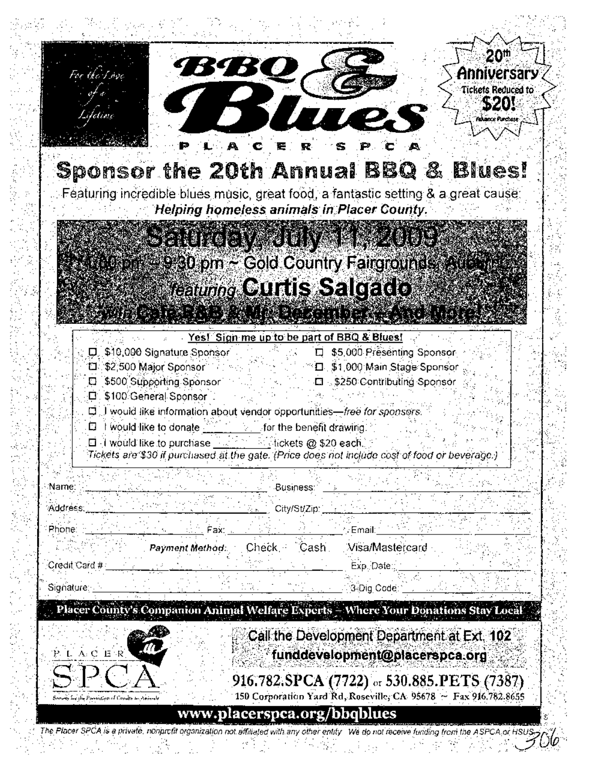*For the Love of a Lifetime*

# BBQ & Blues

PLACER SPCA

**20th Anniversary**
**Tickets Reduced to $20!**
Advance Purchase

## Sponsor the 20th Annual BBQ & Blues!

Featuring incredible blues music, great food, a fantastic setting & a great cause:
***Helping homeless animals in Placer County.***

### Saturday, July 11, 2009

4:00 pm ~ 9:30 pm ~ Gold Country Fairgrounds, Auburn

*featuring* **Curtis Salgado**

with Cafe R&B & Mr. December ~ And More!

**Yes! Sign me up to be part of BBQ & Blues!**

- ☐ $10,000 Signature Sponsor
- ☐ $5,000 Presenting Sponsor
- ☐ $2,500 Major Sponsor
- ☐ $1,000 Main Stage Sponsor
- ☐ $500 Supporting Sponsor
- ☐ $250 Contributing Sponsor
- ☐ $100 General Sponsor
- ☐ I would like information about vendor opportunities—*free for sponsors.*
- ☐ I would like to donate __________ for the benefit drawing.
- ☐ I would like to purchase __________ tickets @ $20 each.

*Tickets are $30 if purchased at the gate. (Price does not include cost of food or beverage.)*

Name: ______________________ Business: ______________________

Address: ______________________ City/St/Zip: ______________________

Phone: ______________ Fax: ______________ Email: ______________

*Payment Method:* Check Cash Visa/Mastercard

Credit Card #: ______________________ Exp. Date: ______________

Signature: ______________________ 3-Dig Code: ______________

**Placer County's Companion Animal Welfare Experts ~ Where Your Donations Stay Local**

PLACER SPCA
Society for the Prevention of Cruelty to Animals

Call the Development Department at Ext. **102**
**funddevelopment@placerspca.org**

**916.782.SPCA (7722)** or **530.885.PETS (7387)**
150 Corporation Yard Rd, Roseville, CA 95678 ~ Fax 916.782.8655

**www.placerspca.org/bbqblues**

*The Placer SPCA is a private, nonprofit organization not affiliated with any other entity. We do not receive funding from the ASPCA or HSUS.*